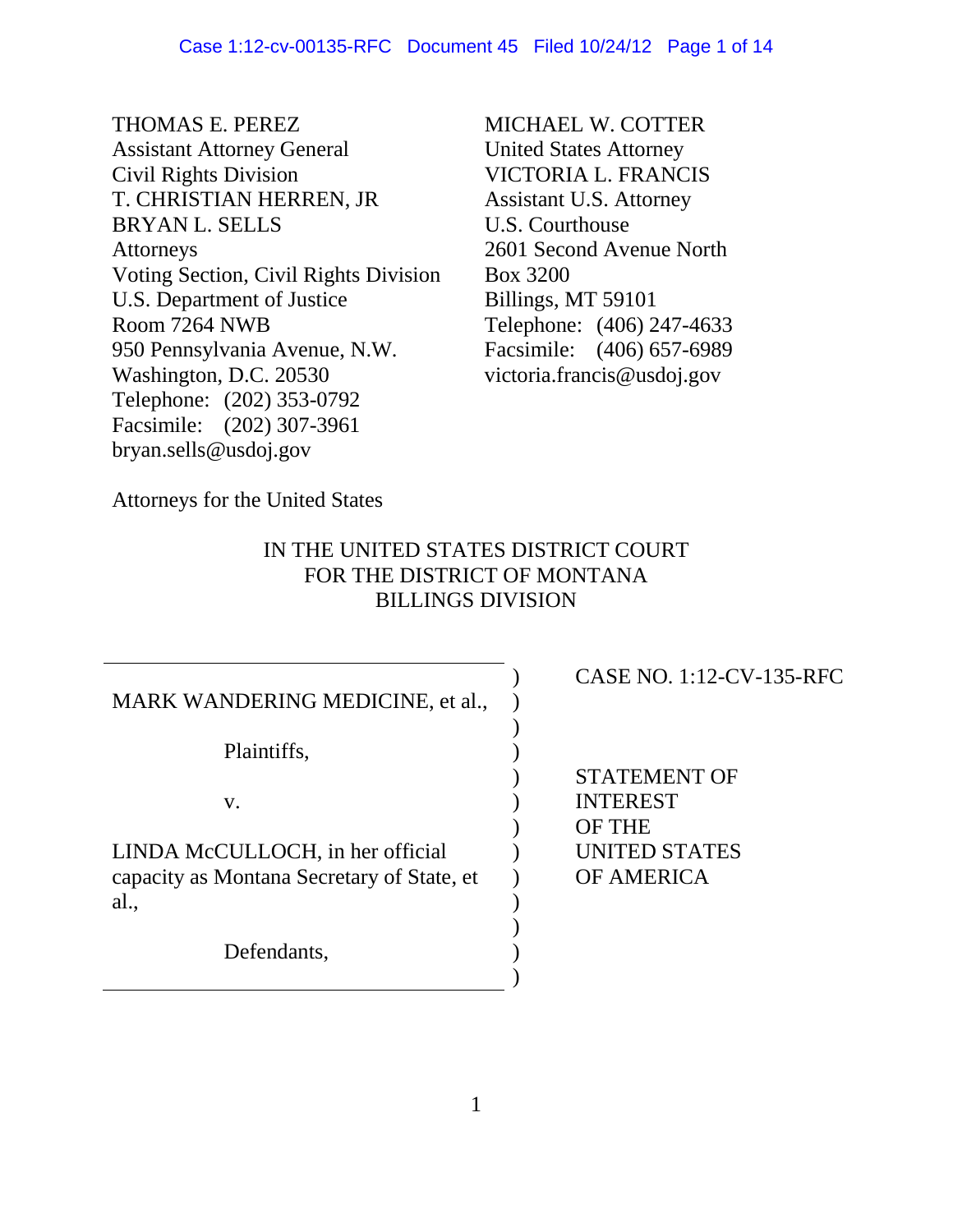THOMAS E. PEREZ
Assistant Attorney General
Civil Rights Division
T. CHRISTIAN HERREN, JR
BRYAN L. SELLS
Attorneys
Voting Section, Civil Rights Division
U.S. Department of Justice
Room 7264 NWB
950 Pennsylvania Avenue, N.W.
Washington, D.C. 20530
Telephone: (202) 353-0792
Facsimile: (202) 307-3961
bryan.sells@usdoj.gov

MICHAEL W. COTTER
United States Attorney
VICTORIA L. FRANCIS
Assistant U.S. Attorney
U.S. Courthouse
2601 Second Avenue North
Box 3200
Billings, MT 59101
Telephone: (406) 247-4633
Facsimile: (406) 657-6989
victoria.francis@usdoj.gov

Attorneys for the United States

IN THE UNITED STATES DISTRICT COURT
FOR THE DISTRICT OF MONTANA
BILLINGS DIVISION

| | |
|---|---|
| MARK WANDERING MEDICINE, et al.,<br><br>Plaintiffs,<br><br>v.<br><br>LINDA McCULLOCH, in her official capacity as Montana Secretary of State, et al.,<br><br>Defendants, | CASE NO. 1:12-CV-135-RFC<br><br>STATEMENT OF INTEREST OF THE UNITED STATES OF AMERICA |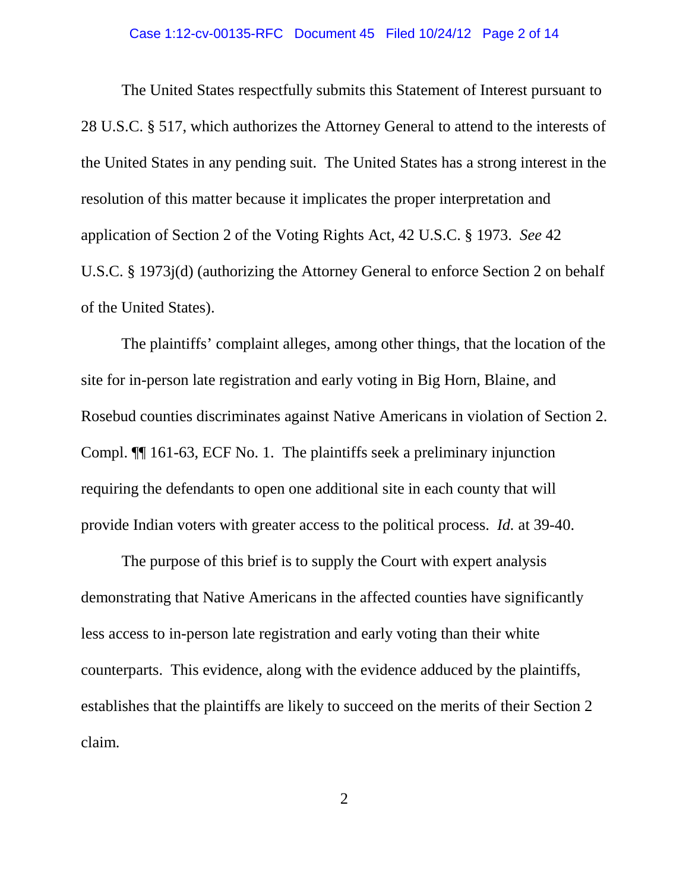The United States respectfully submits this Statement of Interest pursuant to 28 U.S.C. § 517, which authorizes the Attorney General to attend to the interests of the United States in any pending suit. The United States has a strong interest in the resolution of this matter because it implicates the proper interpretation and application of Section 2 of the Voting Rights Act, 42 U.S.C. § 1973. *See* 42 U.S.C. § 1973j(d) (authorizing the Attorney General to enforce Section 2 on behalf of the United States).

The plaintiffs' complaint alleges, among other things, that the location of the site for in-person late registration and early voting in Big Horn, Blaine, and Rosebud counties discriminates against Native Americans in violation of Section 2. Compl. ¶¶ 161-63, ECF No. 1. The plaintiffs seek a preliminary injunction requiring the defendants to open one additional site in each county that will provide Indian voters with greater access to the political process. *Id.* at 39-40.

The purpose of this brief is to supply the Court with expert analysis demonstrating that Native Americans in the affected counties have significantly less access to in-person late registration and early voting than their white counterparts. This evidence, along with the evidence adduced by the plaintiffs, establishes that the plaintiffs are likely to succeed on the merits of their Section 2 claim.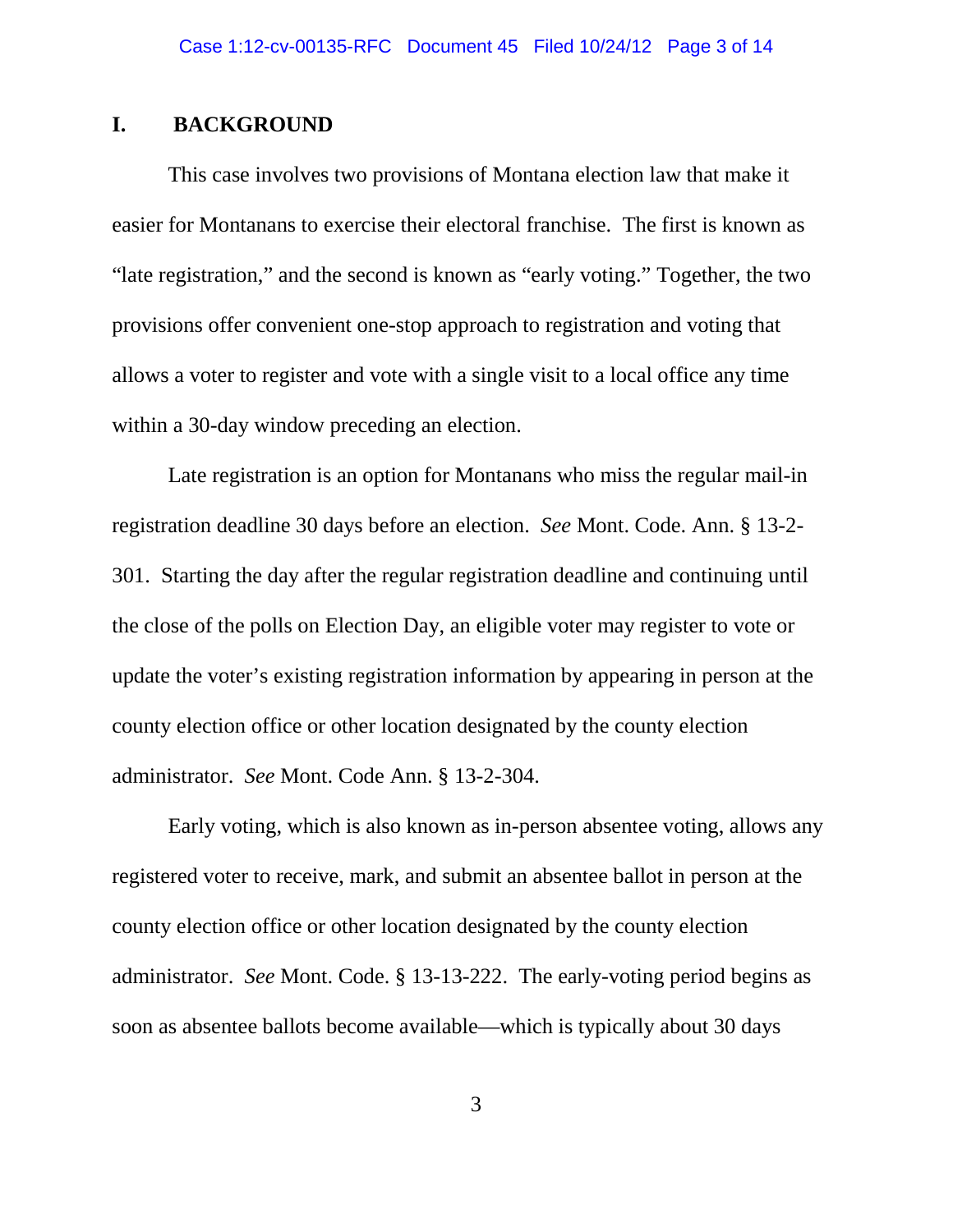## I. BACKGROUND

This case involves two provisions of Montana election law that make it easier for Montanans to exercise their electoral franchise. The first is known as "late registration," and the second is known as "early voting." Together, the two provisions offer convenient one-stop approach to registration and voting that allows a voter to register and vote with a single visit to a local office any time within a 30-day window preceding an election.

Late registration is an option for Montanans who miss the regular mail-in registration deadline 30 days before an election. *See* Mont. Code. Ann. § 13-2-301. Starting the day after the regular registration deadline and continuing until the close of the polls on Election Day, an eligible voter may register to vote or update the voter's existing registration information by appearing in person at the county election office or other location designated by the county election administrator. *See* Mont. Code Ann. § 13-2-304.

Early voting, which is also known as in-person absentee voting, allows any registered voter to receive, mark, and submit an absentee ballot in person at the county election office or other location designated by the county election administrator. *See* Mont. Code. § 13-13-222. The early-voting period begins as soon as absentee ballots become available—which is typically about 30 days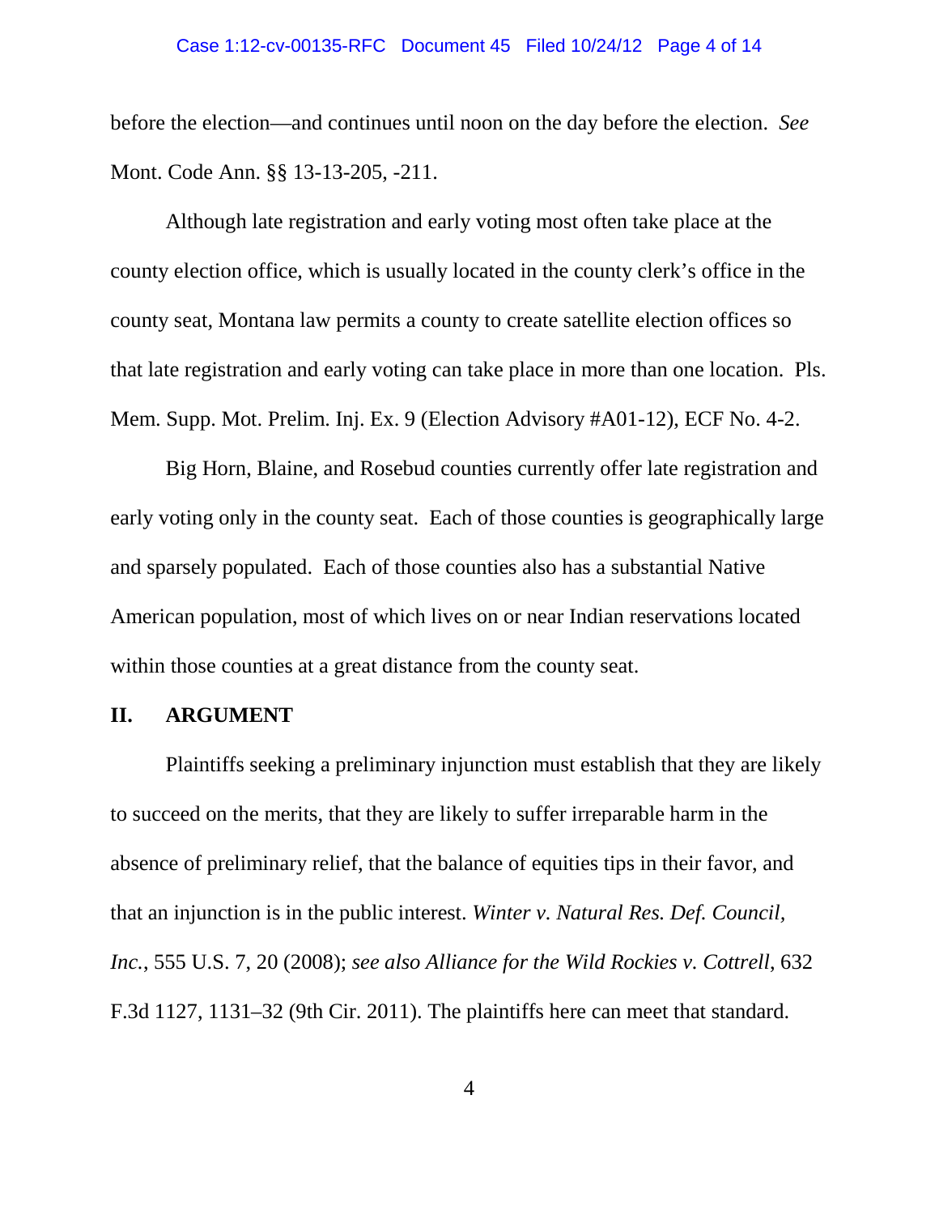before the election—and continues until noon on the day before the election. *See* Mont. Code Ann. §§ 13-13-205, -211.

Although late registration and early voting most often take place at the county election office, which is usually located in the county clerk's office in the county seat, Montana law permits a county to create satellite election offices so that late registration and early voting can take place in more than one location. Pls. Mem. Supp. Mot. Prelim. Inj. Ex. 9 (Election Advisory #A01-12), ECF No. 4-2.

Big Horn, Blaine, and Rosebud counties currently offer late registration and early voting only in the county seat. Each of those counties is geographically large and sparsely populated. Each of those counties also has a substantial Native American population, most of which lives on or near Indian reservations located within those counties at a great distance from the county seat.

## II. ARGUMENT

Plaintiffs seeking a preliminary injunction must establish that they are likely to succeed on the merits, that they are likely to suffer irreparable harm in the absence of preliminary relief, that the balance of equities tips in their favor, and that an injunction is in the public interest. *Winter v. Natural Res. Def. Council, Inc.*, 555 U.S. 7, 20 (2008); *see also Alliance for the Wild Rockies v. Cottrell*, 632 F.3d 1127, 1131–32 (9th Cir. 2011). The plaintiffs here can meet that standard.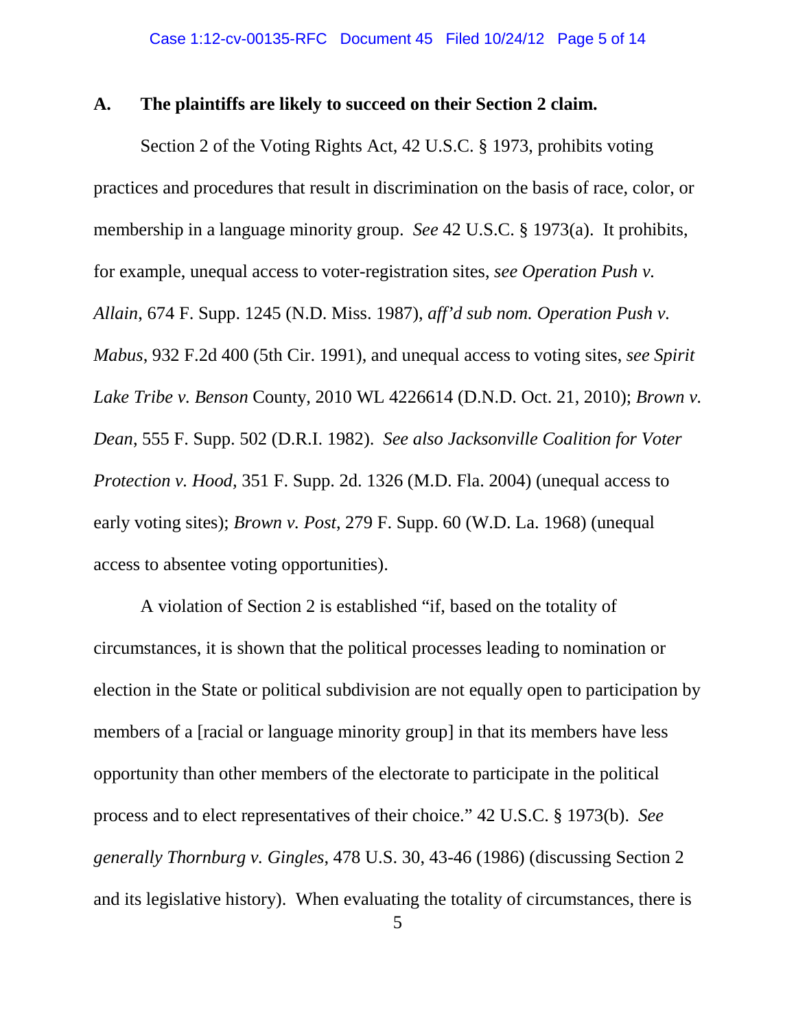### A. The plaintiffs are likely to succeed on their Section 2 claim.

Section 2 of the Voting Rights Act, 42 U.S.C. § 1973, prohibits voting practices and procedures that result in discrimination on the basis of race, color, or membership in a language minority group. *See* 42 U.S.C. § 1973(a). It prohibits, for example, unequal access to voter-registration sites, *see Operation Push v. Allain*, 674 F. Supp. 1245 (N.D. Miss. 1987), *aff'd sub nom. Operation Push v. Mabus*, 932 F.2d 400 (5th Cir. 1991), and unequal access to voting sites, *see Spirit Lake Tribe v. Benson* County, 2010 WL 4226614 (D.N.D. Oct. 21, 2010); *Brown v. Dean*, 555 F. Supp. 502 (D.R.I. 1982). *See also Jacksonville Coalition for Voter Protection v. Hood*, 351 F. Supp. 2d. 1326 (M.D. Fla. 2004) (unequal access to early voting sites); *Brown v. Post*, 279 F. Supp. 60 (W.D. La. 1968) (unequal access to absentee voting opportunities).

A violation of Section 2 is established "if, based on the totality of circumstances, it is shown that the political processes leading to nomination or election in the State or political subdivision are not equally open to participation by members of a [racial or language minority group] in that its members have less opportunity than other members of the electorate to participate in the political process and to elect representatives of their choice." 42 U.S.C. § 1973(b). *See generally Thornburg v. Gingles*, 478 U.S. 30, 43-46 (1986) (discussing Section 2 and its legislative history). When evaluating the totality of circumstances, there is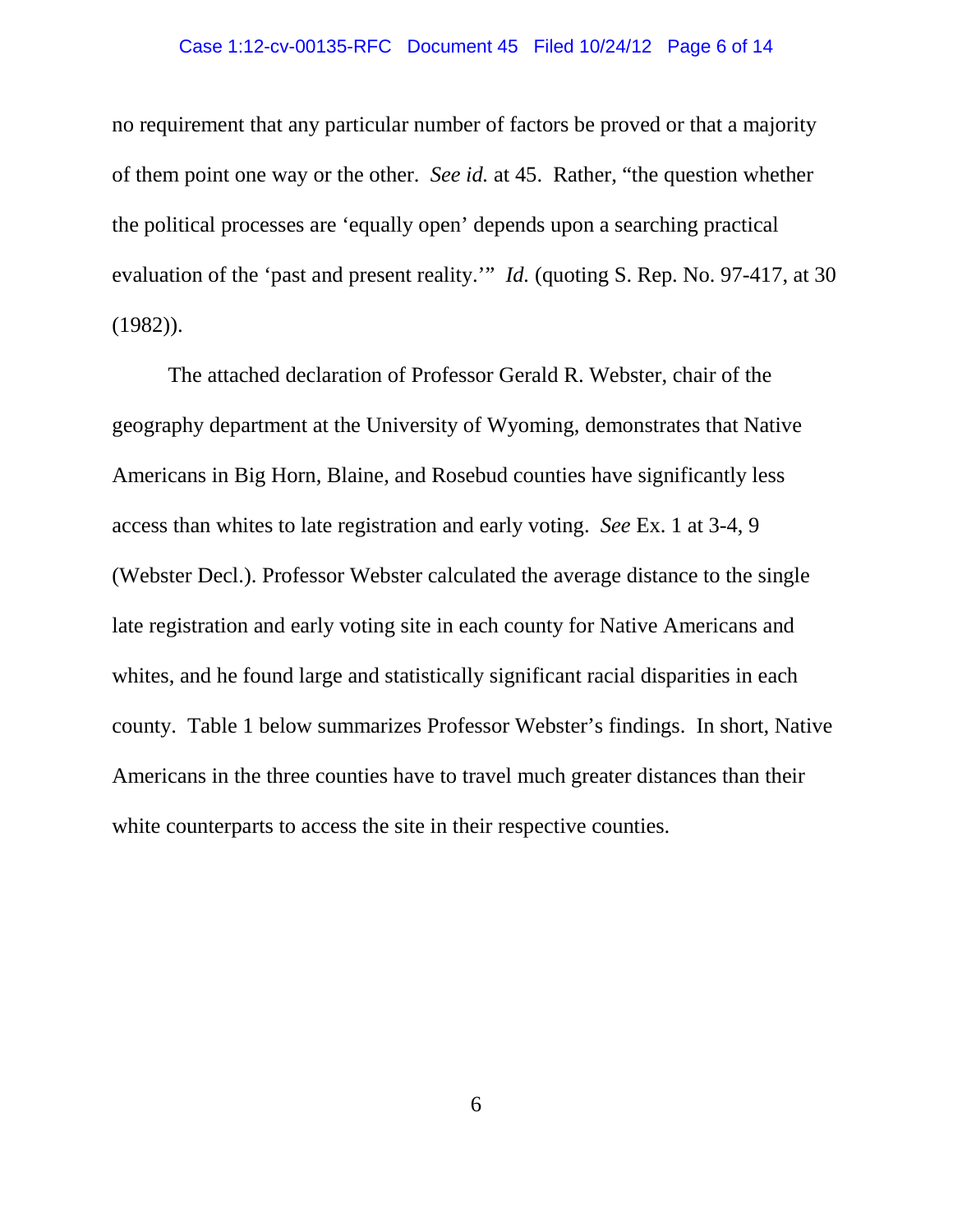no requirement that any particular number of factors be proved or that a majority of them point one way or the other. *See id.* at 45. Rather, "the question whether the political processes are 'equally open' depends upon a searching practical evaluation of the 'past and present reality.'" *Id.* (quoting S. Rep. No. 97-417, at 30 (1982)).

The attached declaration of Professor Gerald R. Webster, chair of the geography department at the University of Wyoming, demonstrates that Native Americans in Big Horn, Blaine, and Rosebud counties have significantly less access than whites to late registration and early voting. *See* Ex. 1 at 3-4, 9 (Webster Decl.). Professor Webster calculated the average distance to the single late registration and early voting site in each county for Native Americans and whites, and he found large and statistically significant racial disparities in each county. Table 1 below summarizes Professor Webster's findings. In short, Native Americans in the three counties have to travel much greater distances than their white counterparts to access the site in their respective counties.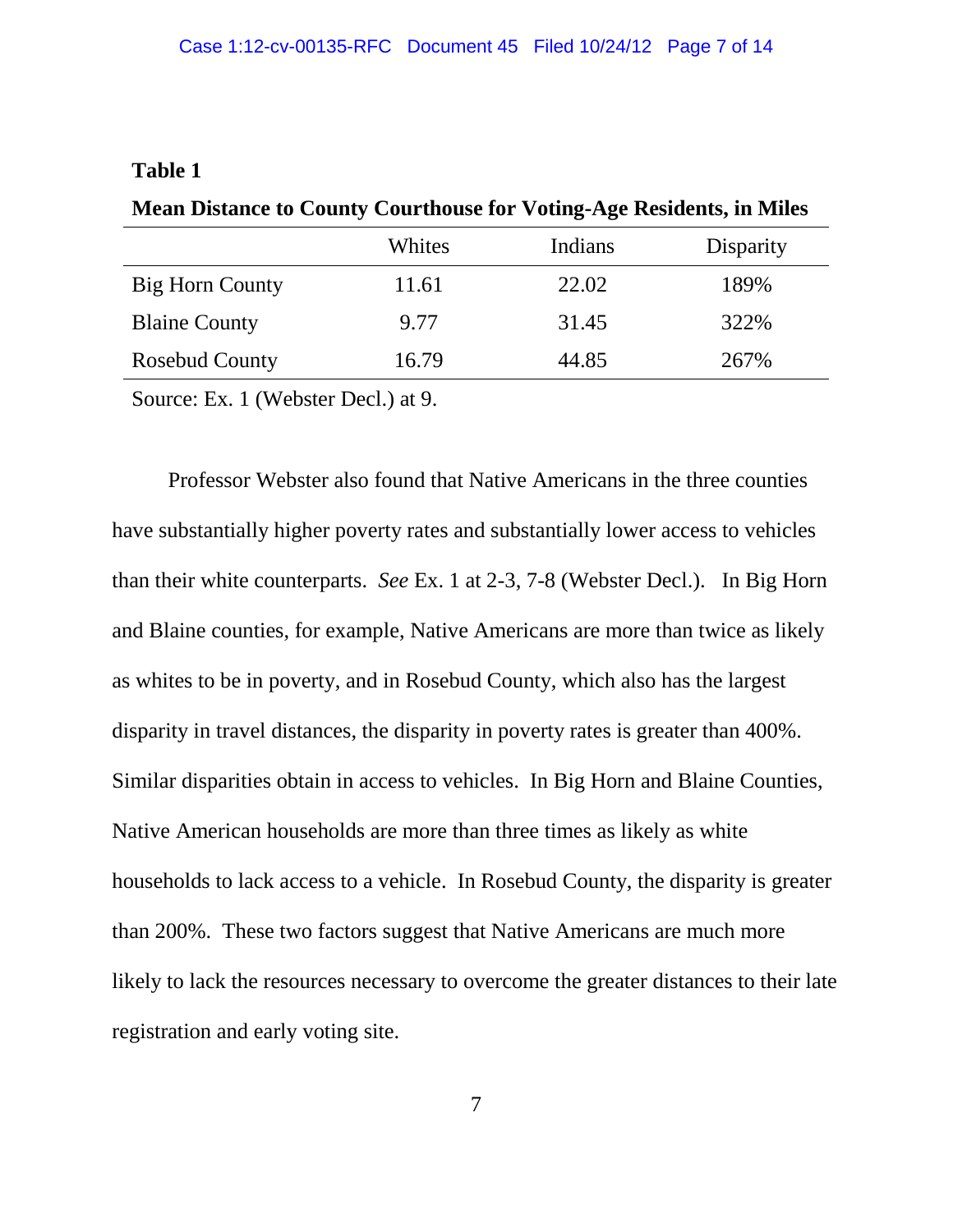**Table 1**

**Mean Distance to County Courthouse for Voting-Age Residents, in Miles**

| | Whites | Indians | Disparity |
|---|---|---|---|
| Big Horn County | 11.61 | 22.02 | 189% |
| Blaine County | 9.77 | 31.45 | 322% |
| Rosebud County | 16.79 | 44.85 | 267% |

Source: Ex. 1 (Webster Decl.) at 9.

Professor Webster also found that Native Americans in the three counties have substantially higher poverty rates and substantially lower access to vehicles than their white counterparts. *See* Ex. 1 at 2-3, 7-8 (Webster Decl.). In Big Horn and Blaine counties, for example, Native Americans are more than twice as likely as whites to be in poverty, and in Rosebud County, which also has the largest disparity in travel distances, the disparity in poverty rates is greater than 400%. Similar disparities obtain in access to vehicles. In Big Horn and Blaine Counties, Native American households are more than three times as likely as white households to lack access to a vehicle. In Rosebud County, the disparity is greater than 200%. These two factors suggest that Native Americans are much more likely to lack the resources necessary to overcome the greater distances to their late registration and early voting site.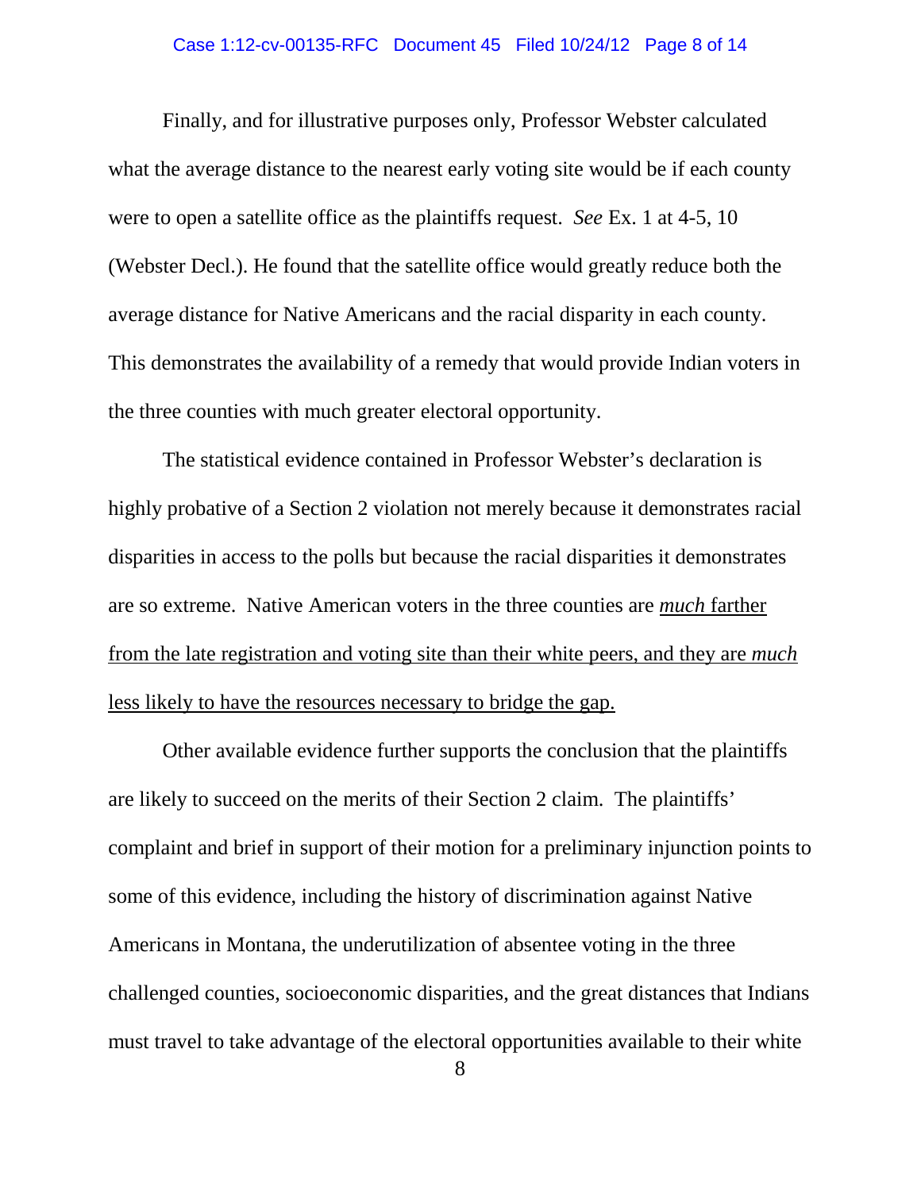Finally, and for illustrative purposes only, Professor Webster calculated what the average distance to the nearest early voting site would be if each county were to open a satellite office as the plaintiffs request. *See* Ex. 1 at 4-5, 10 (Webster Decl.). He found that the satellite office would greatly reduce both the average distance for Native Americans and the racial disparity in each county. This demonstrates the availability of a remedy that would provide Indian voters in the three counties with much greater electoral opportunity.

The statistical evidence contained in Professor Webster's declaration is highly probative of a Section 2 violation not merely because it demonstrates racial disparities in access to the polls but because the racial disparities it demonstrates are so extreme. Native American voters in the three counties are <u>*much* farther from the late registration and voting site than their white peers, and they are *much* less likely to have the resources necessary to bridge the gap.</u>

Other available evidence further supports the conclusion that the plaintiffs are likely to succeed on the merits of their Section 2 claim. The plaintiffs' complaint and brief in support of their motion for a preliminary injunction points to some of this evidence, including the history of discrimination against Native Americans in Montana, the underutilization of absentee voting in the three challenged counties, socioeconomic disparities, and the great distances that Indians must travel to take advantage of the electoral opportunities available to their white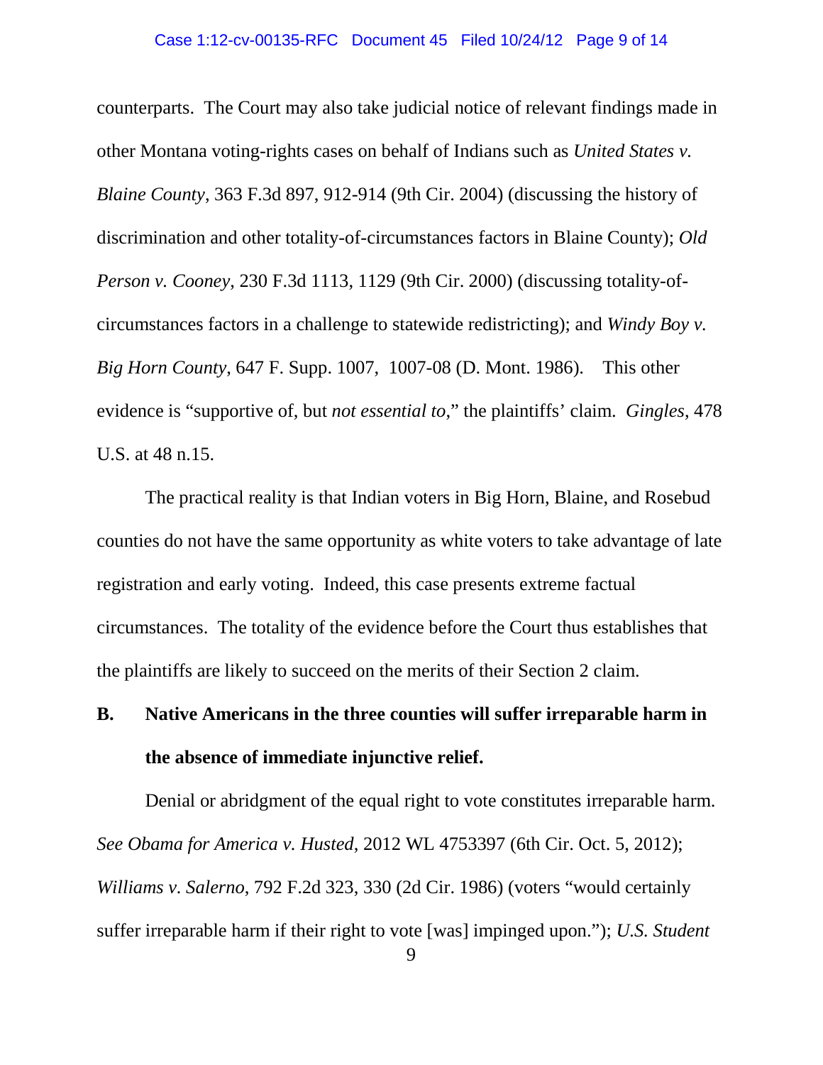counterparts. The Court may also take judicial notice of relevant findings made in other Montana voting-rights cases on behalf of Indians such as *United States v. Blaine County*, 363 F.3d 897, 912-914 (9th Cir. 2004) (discussing the history of discrimination and other totality-of-circumstances factors in Blaine County); *Old Person v. Cooney*, 230 F.3d 1113, 1129 (9th Cir. 2000) (discussing totality-of-circumstances factors in a challenge to statewide redistricting); and *Windy Boy v. Big Horn County*, 647 F. Supp. 1007, 1007-08 (D. Mont. 1986). This other evidence is "supportive of, but *not essential to*," the plaintiffs' claim. *Gingles*, 478 U.S. at 48 n.15.

The practical reality is that Indian voters in Big Horn, Blaine, and Rosebud counties do not have the same opportunity as white voters to take advantage of late registration and early voting. Indeed, this case presents extreme factual circumstances. The totality of the evidence before the Court thus establishes that the plaintiffs are likely to succeed on the merits of their Section 2 claim.

**B. Native Americans in the three counties will suffer irreparable harm in the absence of immediate injunctive relief.**

Denial or abridgment of the equal right to vote constitutes irreparable harm. *See Obama for America v. Husted*, 2012 WL 4753397 (6th Cir. Oct. 5, 2012); *Williams v. Salerno*, 792 F.2d 323, 330 (2d Cir. 1986) (voters "would certainly suffer irreparable harm if their right to vote [was] impinged upon."); *U.S. Student*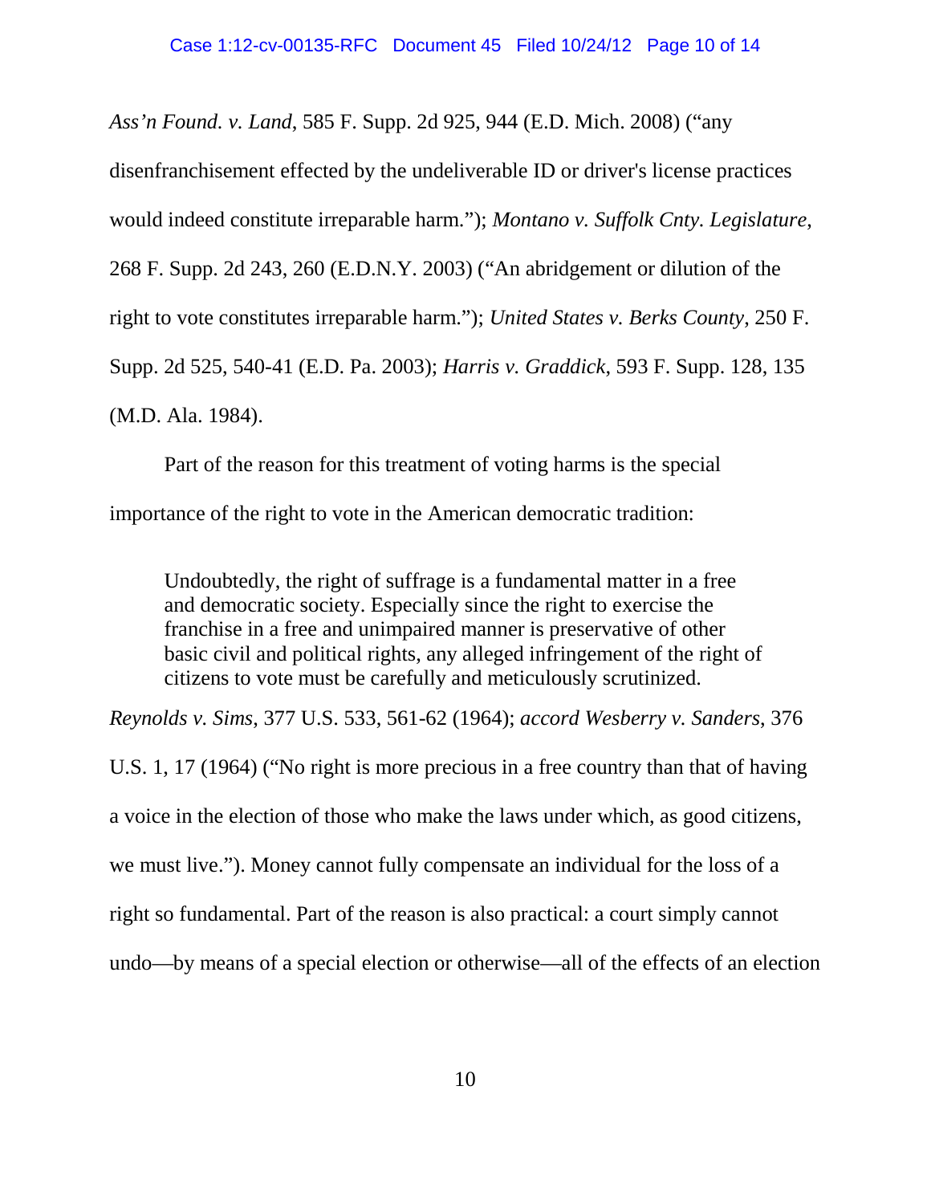*Ass'n Found. v. Land*, 585 F. Supp. 2d 925, 944 (E.D. Mich. 2008) ("any disenfranchisement effected by the undeliverable ID or driver's license practices would indeed constitute irreparable harm."); *Montano v. Suffolk Cnty. Legislature*, 268 F. Supp. 2d 243, 260 (E.D.N.Y. 2003) ("An abridgement or dilution of the right to vote constitutes irreparable harm."); *United States v. Berks County*, 250 F. Supp. 2d 525, 540-41 (E.D. Pa. 2003); *Harris v. Graddick*, 593 F. Supp. 128, 135 (M.D. Ala. 1984).

Part of the reason for this treatment of voting harms is the special importance of the right to vote in the American democratic tradition:

> Undoubtedly, the right of suffrage is a fundamental matter in a free and democratic society. Especially since the right to exercise the franchise in a free and unimpaired manner is preservative of other basic civil and political rights, any alleged infringement of the right of citizens to vote must be carefully and meticulously scrutinized.

*Reynolds v. Sims*, 377 U.S. 533, 561-62 (1964); *accord Wesberry v. Sanders*, 376 U.S. 1, 17 (1964) ("No right is more precious in a free country than that of having a voice in the election of those who make the laws under which, as good citizens, we must live."). Money cannot fully compensate an individual for the loss of a right so fundamental. Part of the reason is also practical: a court simply cannot undo—by means of a special election or otherwise—all of the effects of an election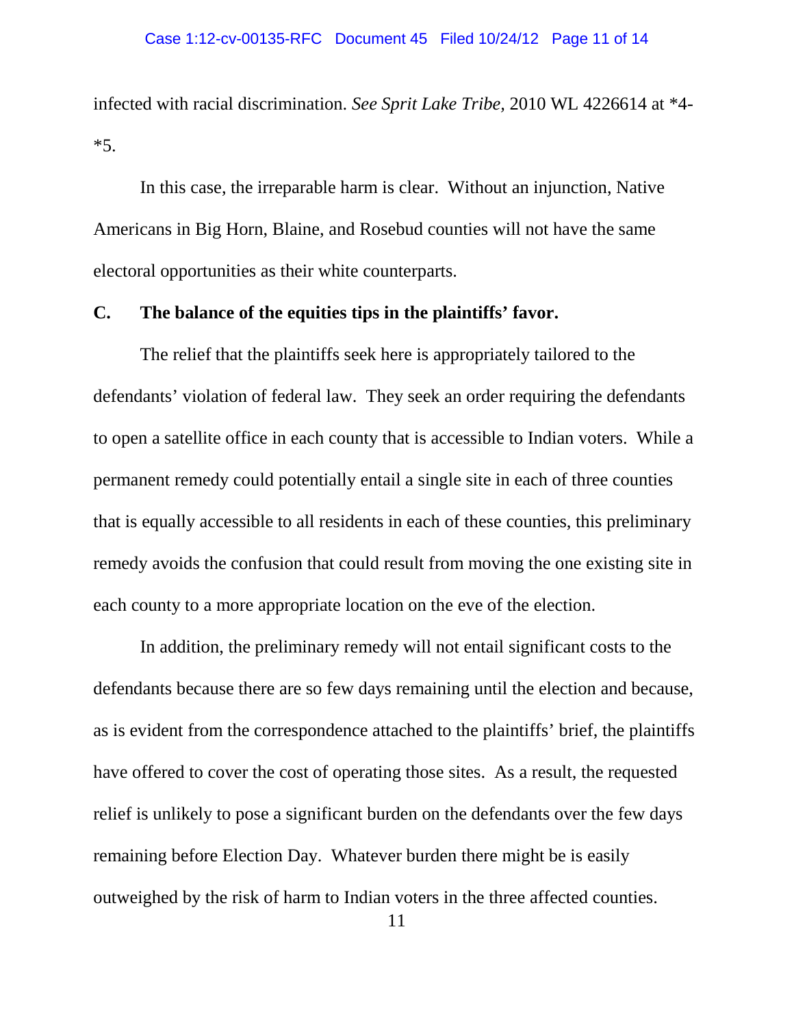infected with racial discrimination. *See Sprit Lake Tribe,* 2010 WL 4226614 at *4-*5.

In this case, the irreparable harm is clear. Without an injunction, Native Americans in Big Horn, Blaine, and Rosebud counties will not have the same electoral opportunities as their white counterparts.

**C. The balance of the equities tips in the plaintiffs' favor.**

The relief that the plaintiffs seek here is appropriately tailored to the defendants' violation of federal law. They seek an order requiring the defendants to open a satellite office in each county that is accessible to Indian voters. While a permanent remedy could potentially entail a single site in each of three counties that is equally accessible to all residents in each of these counties, this preliminary remedy avoids the confusion that could result from moving the one existing site in each county to a more appropriate location on the eve of the election.

In addition, the preliminary remedy will not entail significant costs to the defendants because there are so few days remaining until the election and because, as is evident from the correspondence attached to the plaintiffs' brief, the plaintiffs have offered to cover the cost of operating those sites. As a result, the requested relief is unlikely to pose a significant burden on the defendants over the few days remaining before Election Day. Whatever burden there might be is easily outweighed by the risk of harm to Indian voters in the three affected counties.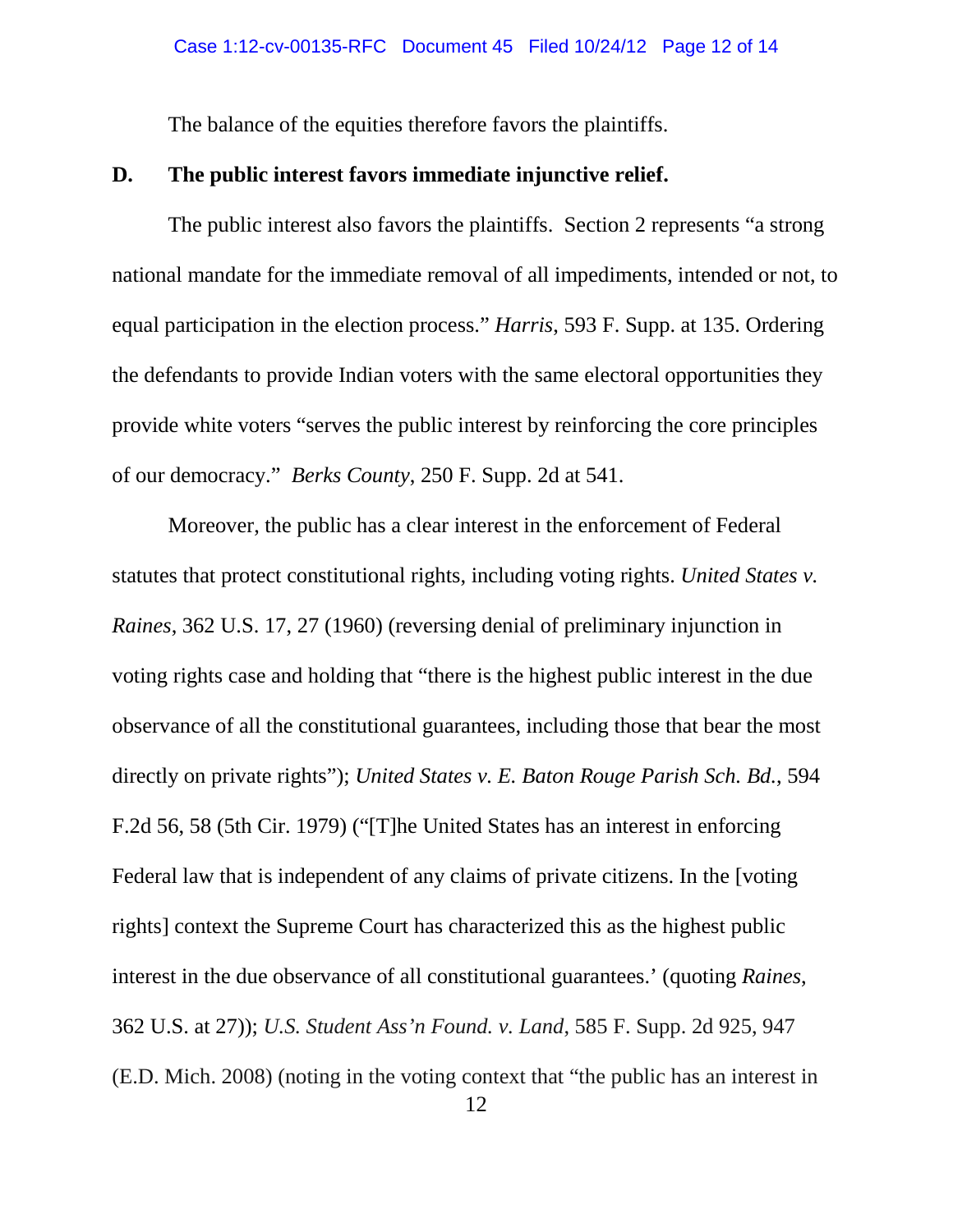The balance of the equities therefore favors the plaintiffs.

## D. The public interest favors immediate injunctive relief.

The public interest also favors the plaintiffs. Section 2 represents "a strong national mandate for the immediate removal of all impediments, intended or not, to equal participation in the election process." *Harris*, 593 F. Supp. at 135. Ordering the defendants to provide Indian voters with the same electoral opportunities they provide white voters "serves the public interest by reinforcing the core principles of our democracy." *Berks County*, 250 F. Supp. 2d at 541.

Moreover, the public has a clear interest in the enforcement of Federal statutes that protect constitutional rights, including voting rights. *United States v. Raines*, 362 U.S. 17, 27 (1960) (reversing denial of preliminary injunction in voting rights case and holding that "there is the highest public interest in the due observance of all the constitutional guarantees, including those that bear the most directly on private rights"); *United States v. E. Baton Rouge Parish Sch. Bd.*, 594 F.2d 56, 58 (5th Cir. 1979) ("[T]he United States has an interest in enforcing Federal law that is independent of any claims of private citizens. In the [voting rights] context the Supreme Court has characterized this as the highest public interest in the due observance of all constitutional guarantees.' (quoting *Raines*, 362 U.S. at 27)); *U.S. Student Ass'n Found. v. Land*, 585 F. Supp. 2d 925, 947 (E.D. Mich. 2008) (noting in the voting context that "the public has an interest in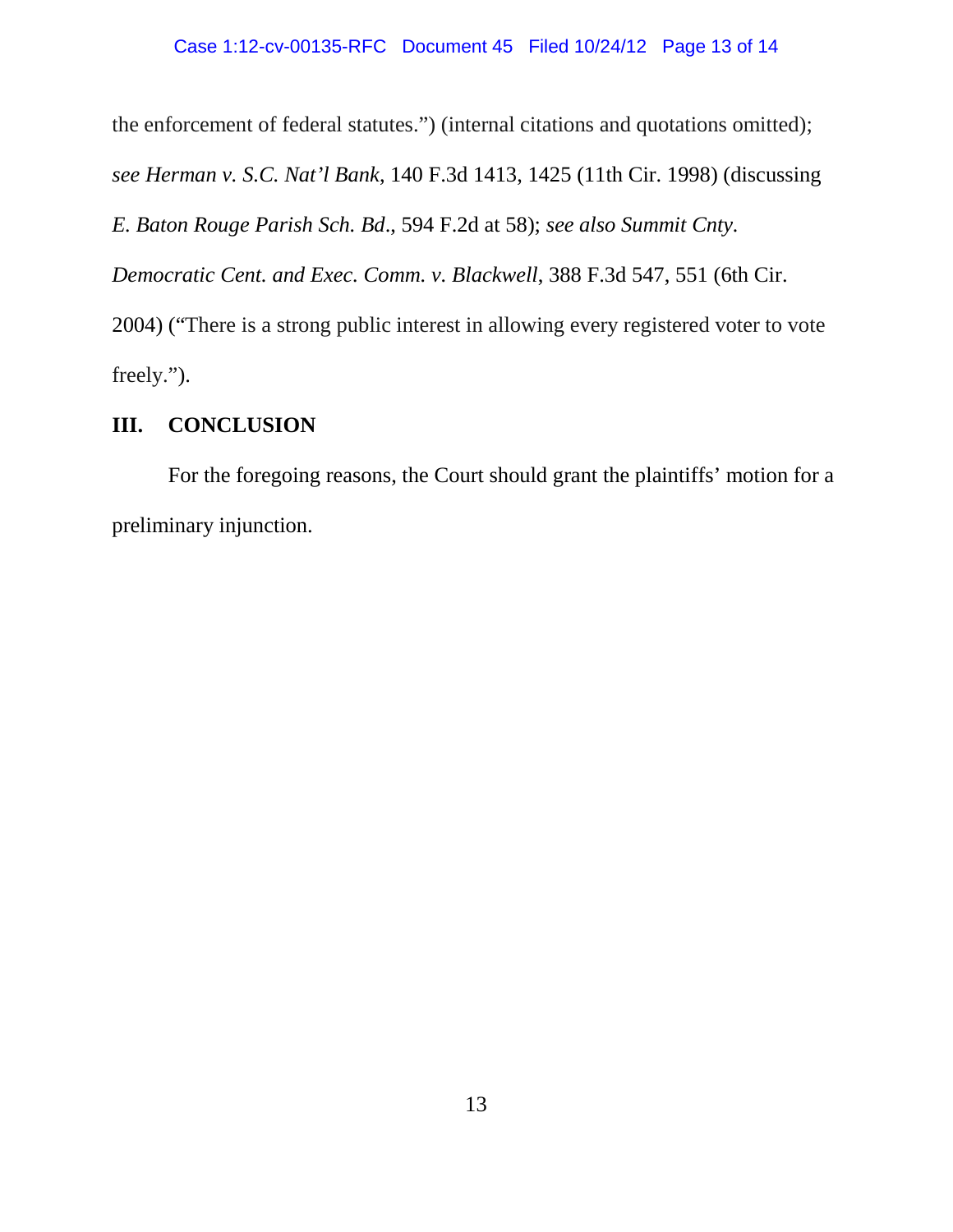the enforcement of federal statutes.") (internal citations and quotations omitted); *see Herman v. S.C. Nat'l Bank*, 140 F.3d 1413, 1425 (11th Cir. 1998) (discussing *E. Baton Rouge Parish Sch. Bd*., 594 F.2d at 58); *see also Summit Cnty. Democratic Cent. and Exec. Comm. v. Blackwell*, 388 F.3d 547, 551 (6th Cir. 2004) ("There is a strong public interest in allowing every registered voter to vote freely.").

## III. CONCLUSION

For the foregoing reasons, the Court should grant the plaintiffs' motion for a preliminary injunction.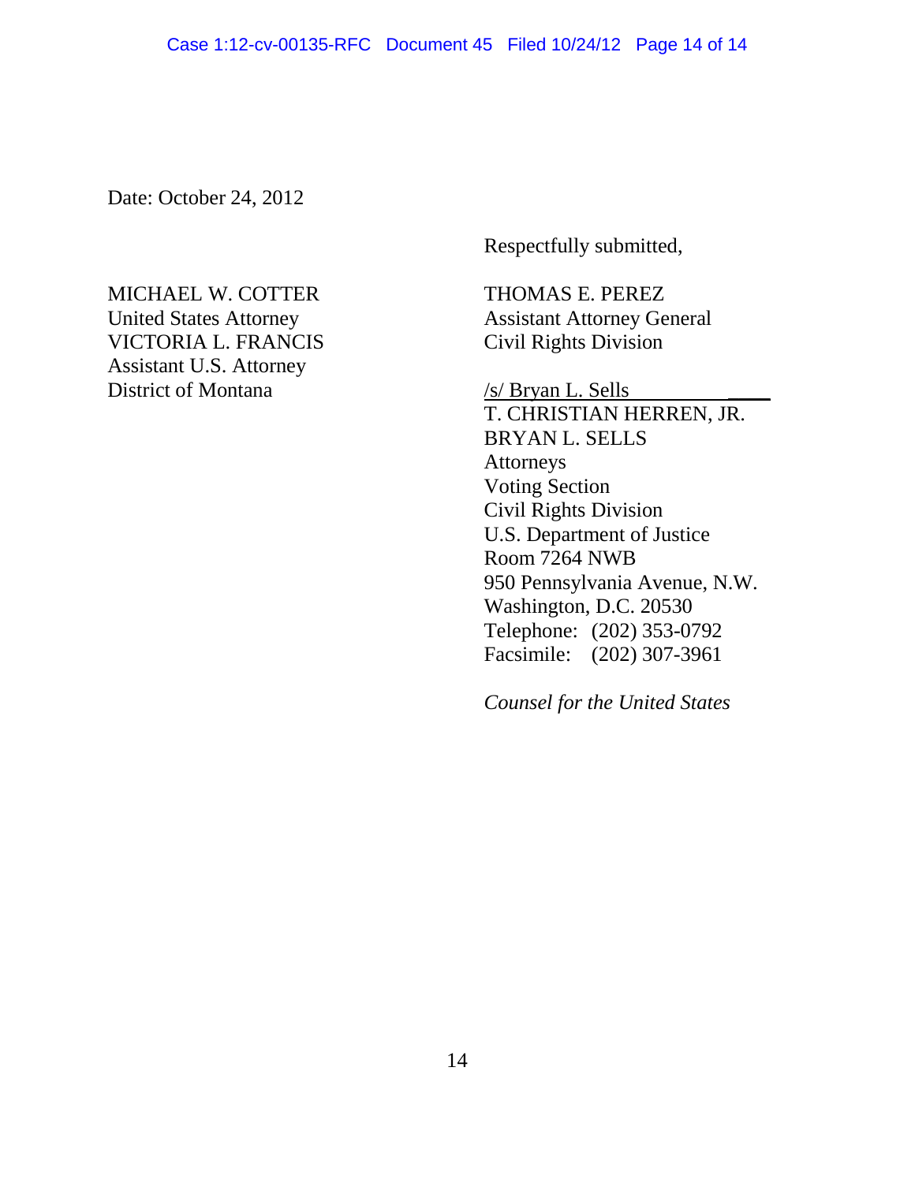Date: October 24, 2012

Respectfully submitted,

MICHAEL W. COTTER
United States Attorney
VICTORIA L. FRANCIS
Assistant U.S. Attorney
District of Montana

THOMAS E. PEREZ
Assistant Attorney General
Civil Rights Division

/s/ Bryan L. Sells
T. CHRISTIAN HERREN, JR.
BRYAN L. SELLS
Attorneys
Voting Section
Civil Rights Division
U.S. Department of Justice
Room 7264 NWB
950 Pennsylvania Avenue, N.W.
Washington, D.C. 20530
Telephone: (202) 353-0792
Facsimile: (202) 307-3961

*Counsel for the United States*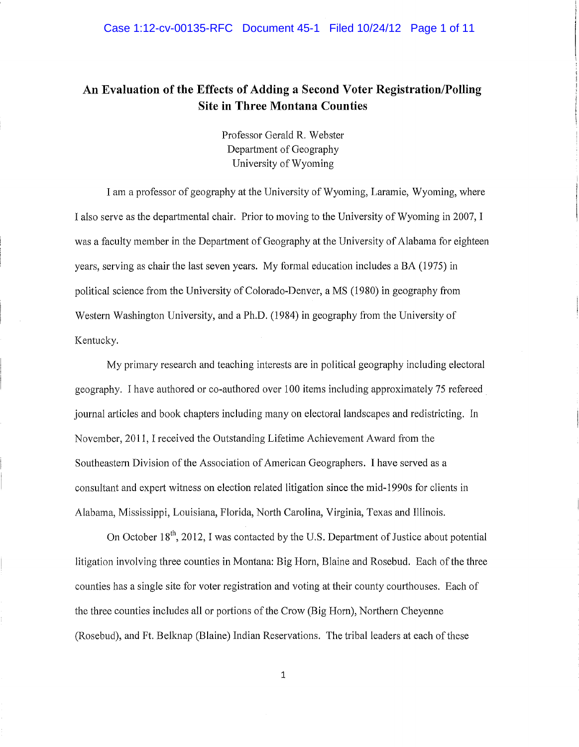# An Evaluation of the Effects of Adding a Second Voter Registration/Polling Site in Three Montana Counties

Professor Gerald R. Webster
Department of Geography
University of Wyoming

I am a professor of geography at the University of Wyoming, Laramie, Wyoming, where I also serve as the departmental chair. Prior to moving to the University of Wyoming in 2007, I was a faculty member in the Department of Geography at the University of Alabama for eighteen years, serving as chair the last seven years. My formal education includes a BA (1975) in political science from the University of Colorado-Denver, a MS (1980) in geography from Western Washington University, and a Ph.D. (1984) in geography from the University of Kentucky.

My primary research and teaching interests are in political geography including electoral geography. I have authored or co-authored over 100 items including approximately 75 refereed journal articles and book chapters including many on electoral landscapes and redistricting. In November, 2011, I received the Outstanding Lifetime Achievement Award from the Southeastern Division of the Association of American Geographers. I have served as a consultant and expert witness on election related litigation since the mid-1990s for clients in Alabama, Mississippi, Louisiana, Florida, North Carolina, Virginia, Texas and Illinois.

On October 18th, 2012, I was contacted by the U.S. Department of Justice about potential litigation involving three counties in Montana: Big Horn, Blaine and Rosebud. Each of the three counties has a single site for voter registration and voting at their county courthouses. Each of the three counties includes all or portions of the Crow (Big Horn), Northern Cheyenne (Rosebud), and Ft. Belknap (Blaine) Indian Reservations. The tribal leaders at each of these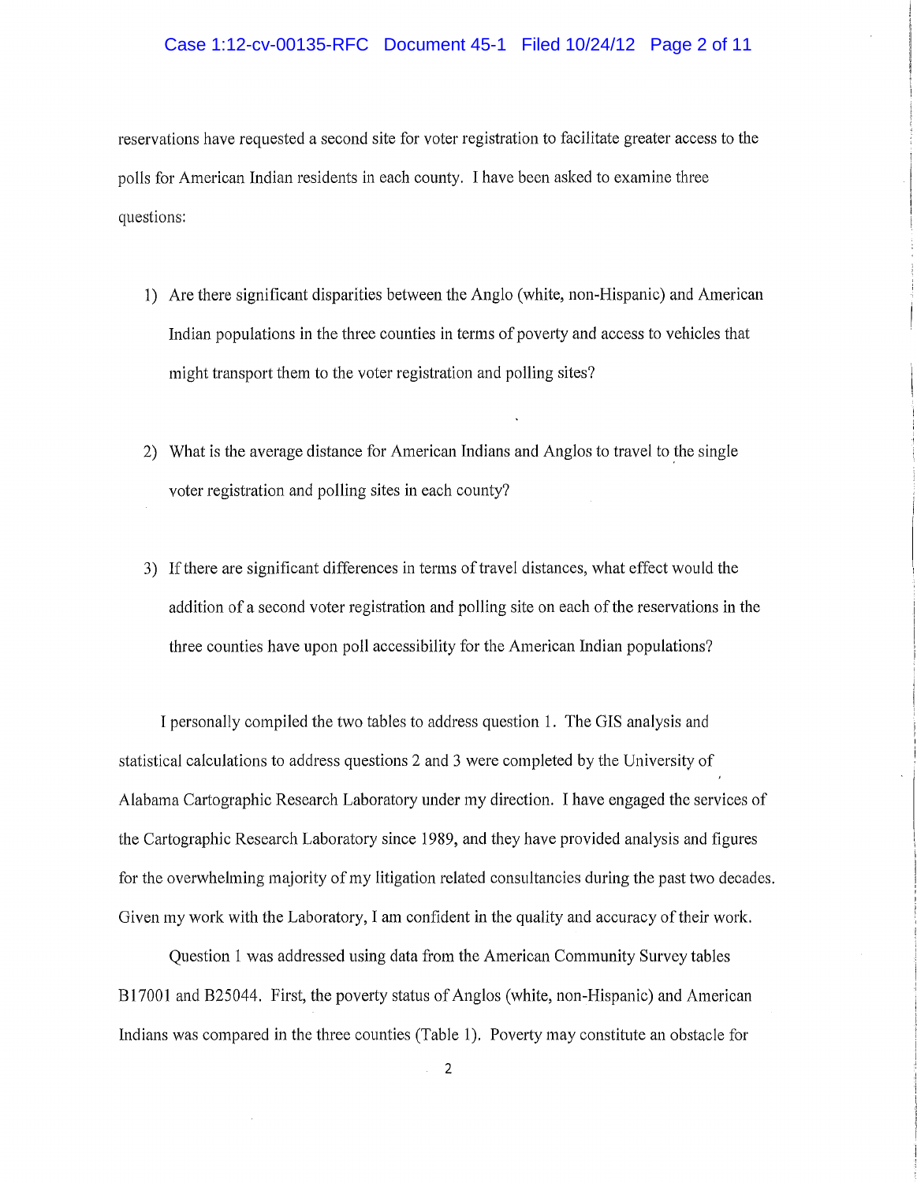reservations have requested a second site for voter registration to facilitate greater access to the polls for American Indian residents in each county. I have been asked to examine three questions:

1) Are there significant disparities between the Anglo (white, non-Hispanic) and American Indian populations in the three counties in terms of poverty and access to vehicles that might transport them to the voter registration and polling sites?

2) What is the average distance for American Indians and Anglos to travel to the single voter registration and polling sites in each county?

3) If there are significant differences in terms of travel distances, what effect would the addition of a second voter registration and polling site on each of the reservations in the three counties have upon poll accessibility for the American Indian populations?

I personally compiled the two tables to address question 1. The GIS analysis and statistical calculations to address questions 2 and 3 were completed by the University of Alabama Cartographic Research Laboratory under my direction. I have engaged the services of the Cartographic Research Laboratory since 1989, and they have provided analysis and figures for the overwhelming majority of my litigation related consultancies during the past two decades. Given my work with the Laboratory, I am confident in the quality and accuracy of their work.

Question 1 was addressed using data from the American Community Survey tables B17001 and B25044. First, the poverty status of Anglos (white, non-Hispanic) and American Indians was compared in the three counties (Table 1). Poverty may constitute an obstacle for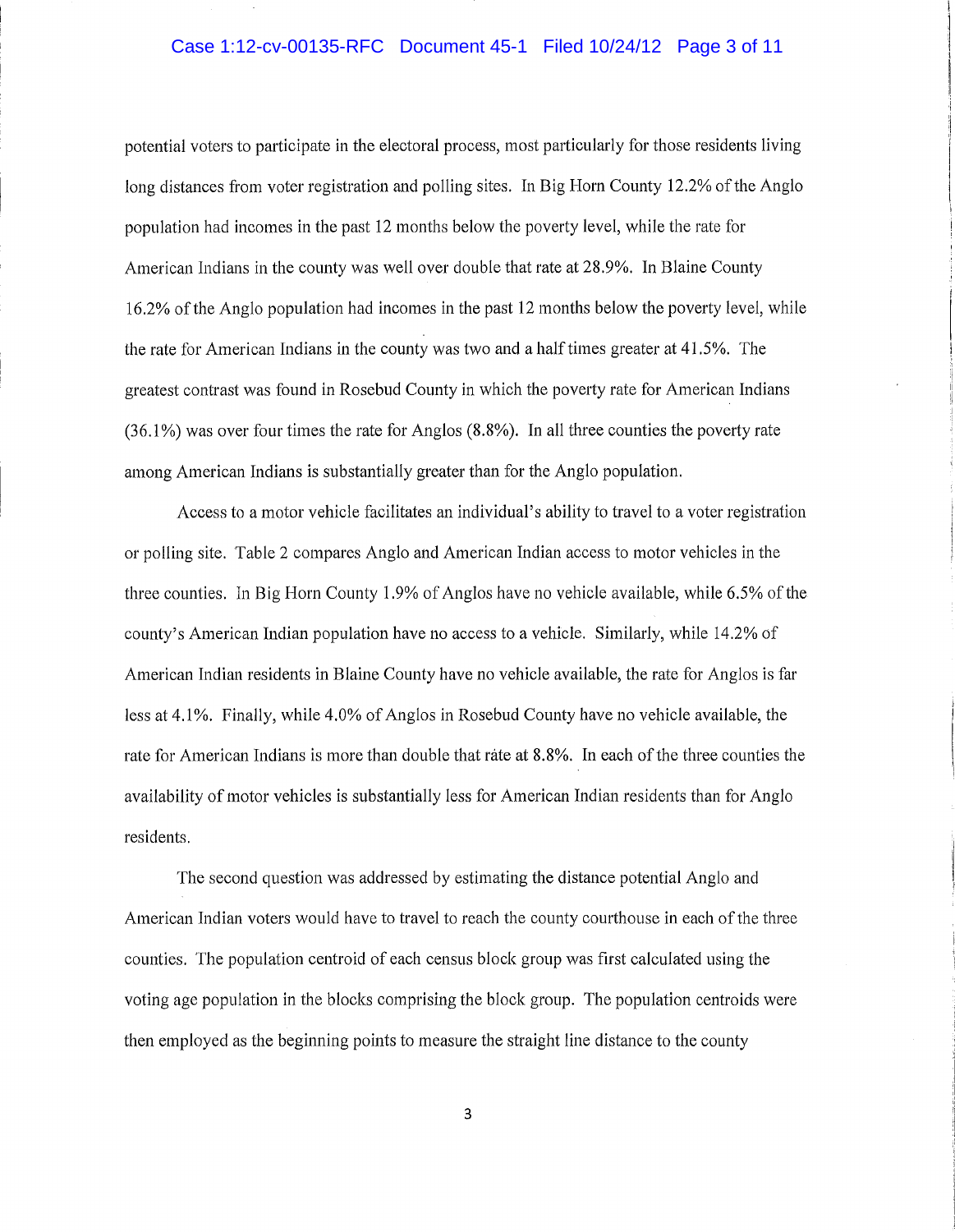potential voters to participate in the electoral process, most particularly for those residents living long distances from voter registration and polling sites. In Big Horn County 12.2% of the Anglo population had incomes in the past 12 months below the poverty level, while the rate for American Indians in the county was well over double that rate at 28.9%. In Blaine County 16.2% of the Anglo population had incomes in the past 12 months below the poverty level, while the rate for American Indians in the county was two and a half times greater at 41.5%. The greatest contrast was found in Rosebud County in which the poverty rate for American Indians (36.1%) was over four times the rate for Anglos (8.8%). In all three counties the poverty rate among American Indians is substantially greater than for the Anglo population.

Access to a motor vehicle facilitates an individual's ability to travel to a voter registration or polling site. Table 2 compares Anglo and American Indian access to motor vehicles in the three counties. In Big Horn County 1.9% of Anglos have no vehicle available, while 6.5% of the county's American Indian population have no access to a vehicle. Similarly, while 14.2% of American Indian residents in Blaine County have no vehicle available, the rate for Anglos is far less at 4.1%. Finally, while 4.0% of Anglos in Rosebud County have no vehicle available, the rate for American Indians is more than double that rate at 8.8%. In each of the three counties the availability of motor vehicles is substantially less for American Indian residents than for Anglo residents.

The second question was addressed by estimating the distance potential Anglo and American Indian voters would have to travel to reach the county courthouse in each of the three counties. The population centroid of each census block group was first calculated using the voting age population in the blocks comprising the block group. The population centroids were then employed as the beginning points to measure the straight line distance to the county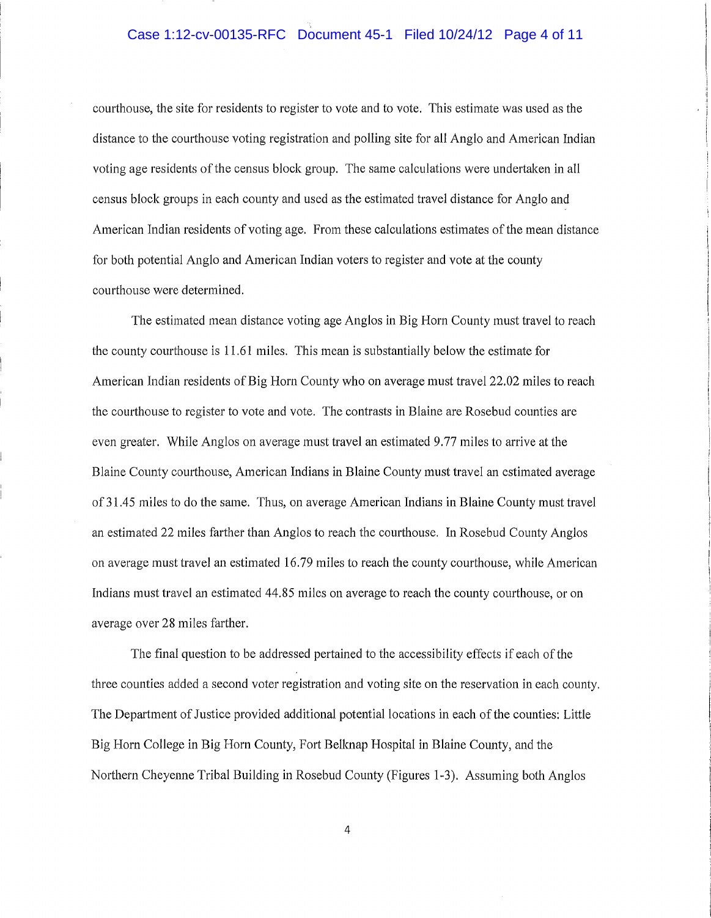courthouse, the site for residents to register to vote and to vote. This estimate was used as the distance to the courthouse voting registration and polling site for all Anglo and American Indian voting age residents of the census block group. The same calculations were undertaken in all census block groups in each county and used as the estimated travel distance for Anglo and American Indian residents of voting age. From these calculations estimates of the mean distance for both potential Anglo and American Indian voters to register and vote at the county courthouse were determined.

The estimated mean distance voting age Anglos in Big Horn County must travel to reach the county courthouse is 11.61 miles. This mean is substantially below the estimate for American Indian residents of Big Horn County who on average must travel 22.02 miles to reach the courthouse to register to vote and vote. The contrasts in Blaine are Rosebud counties are even greater. While Anglos on average must travel an estimated 9.77 miles to arrive at the Blaine County courthouse, American Indians in Blaine County must travel an estimated average of 31.45 miles to do the same. Thus, on average American Indians in Blaine County must travel an estimated 22 miles farther than Anglos to reach the courthouse. In Rosebud County Anglos on average must travel an estimated 16.79 miles to reach the county courthouse, while American Indians must travel an estimated 44.85 miles on average to reach the county courthouse, or on average over 28 miles farther.

The final question to be addressed pertained to the accessibility effects if each of the three counties added a second voter registration and voting site on the reservation in each county. The Department of Justice provided additional potential locations in each of the counties: Little Big Horn College in Big Horn County, Fort Belknap Hospital in Blaine County, and the Northern Cheyenne Tribal Building in Rosebud County (Figures 1-3). Assuming both Anglos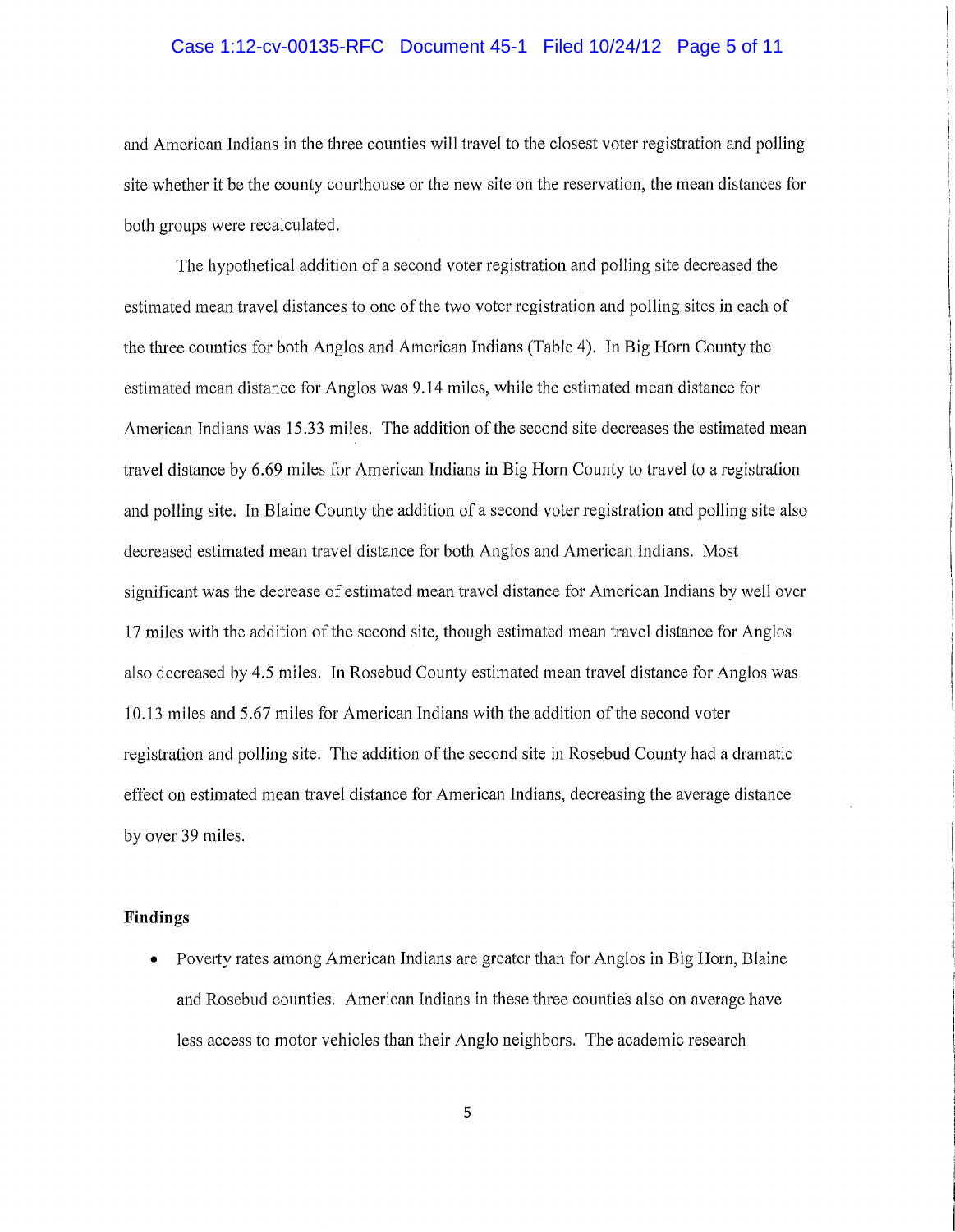and American Indians in the three counties will travel to the closest voter registration and polling site whether it be the county courthouse or the new site on the reservation, the mean distances for both groups were recalculated.

The hypothetical addition of a second voter registration and polling site decreased the estimated mean travel distances to one of the two voter registration and polling sites in each of the three counties for both Anglos and American Indians (Table 4). In Big Horn County the estimated mean distance for Anglos was 9.14 miles, while the estimated mean distance for American Indians was 15.33 miles. The addition of the second site decreases the estimated mean travel distance by 6.69 miles for American Indians in Big Horn County to travel to a registration and polling site. In Blaine County the addition of a second voter registration and polling site also decreased estimated mean travel distance for both Anglos and American Indians. Most significant was the decrease of estimated mean travel distance for American Indians by well over 17 miles with the addition of the second site, though estimated mean travel distance for Anglos also decreased by 4.5 miles. In Rosebud County estimated mean travel distance for Anglos was 10.13 miles and 5.67 miles for American Indians with the addition of the second voter registration and polling site. The addition of the second site in Rosebud County had a dramatic effect on estimated mean travel distance for American Indians, decreasing the average distance by over 39 miles.

**Findings**

- Poverty rates among American Indians are greater than for Anglos in Big Horn, Blaine and Rosebud counties. American Indians in these three counties also on average have less access to motor vehicles than their Anglo neighbors. The academic research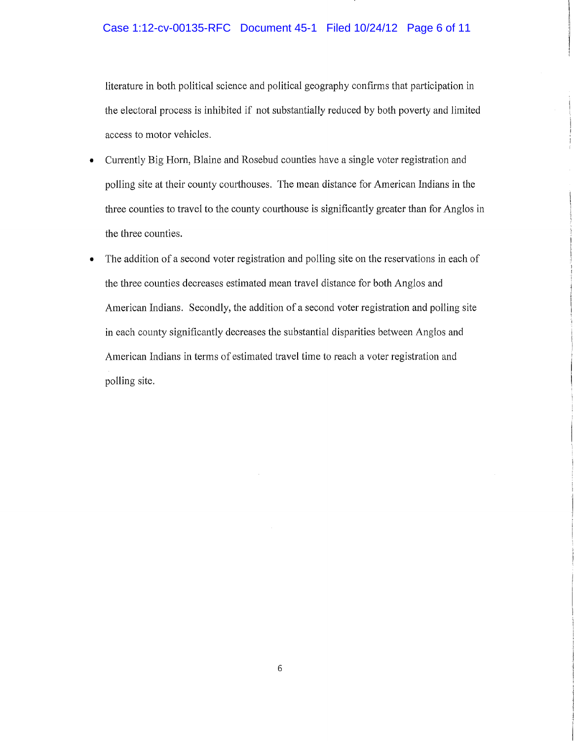literature in both political science and political geography confirms that participation in the electoral process is inhibited if not substantially reduced by both poverty and limited access to motor vehicles.

- Currently Big Horn, Blaine and Rosebud counties have a single voter registration and polling site at their county courthouses. The mean distance for American Indians in the three counties to travel to the county courthouse is significantly greater than for Anglos in the three counties.
- The addition of a second voter registration and polling site on the reservations in each of the three counties decreases estimated mean travel distance for both Anglos and American Indians. Secondly, the addition of a second voter registration and polling site in each county significantly decreases the substantial disparities between Anglos and American Indians in terms of estimated travel time to reach a voter registration and polling site.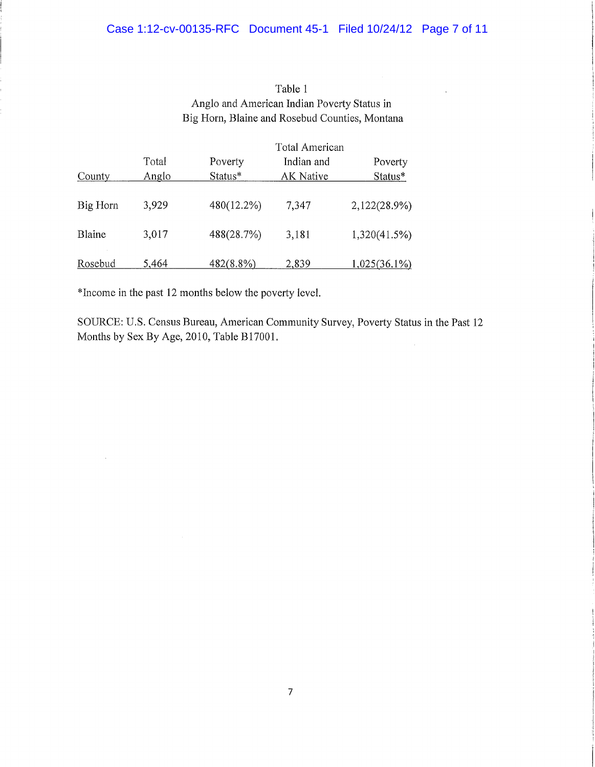Table 1
Anglo and American Indian Poverty Status in
Big Horn, Blaine and Rosebud Counties, Montana

| County | Total Anglo | Poverty Status* | Total American Indian and AK Native | Poverty Status* |
|---|---|---|---|---|
| Big Horn | 3,929 | 480(12.2%) | 7,347 | 2,122(28.9%) |
| Blaine | 3,017 | 488(28.7%) | 3,181 | 1,320(41.5%) |
| Rosebud | 5,464 | 482(8.8%) | 2,839 | 1,025(36.1%) |

*Income in the past 12 months below the poverty level.

SOURCE: U.S. Census Bureau, American Community Survey, Poverty Status in the Past 12 Months by Sex By Age, 2010, Table B17001.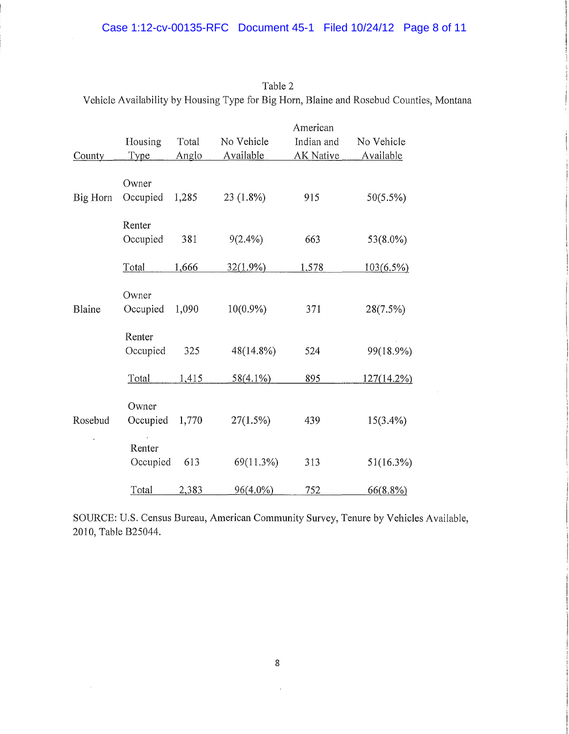Table 2

Vehicle Availability by Housing Type for Big Horn, Blaine and Rosebud Counties, Montana

| County | Housing Type | Total Anglo | No Vehicle Available | American Indian and AK Native | No Vehicle Available |
|---|---|---|---|---|---|
| Big Horn | Owner Occupied | 1,285 | 23 (1.8%) | 915 | 50(5.5%) |
| | Renter Occupied | 381 | 9(2.4%) | 663 | 53(8.0%) |
| | Total | 1,666 | 32(1.9%) | 1,578 | 103(6.5%) |
| Blaine | Owner Occupied | 1,090 | 10(0.9%) | 371 | 28(7.5%) |
| | Renter Occupied | 325 | 48(14.8%) | 524 | 99(18.9%) |
| | Total | 1,415 | 58(4.1%) | 895 | 127(14.2%) |
| Rosebud | Owner Occupied | 1,770 | 27(1.5%) | 439 | 15(3.4%) |
| | Renter Occupied | 613 | 69(11.3%) | 313 | 51(16.3%) |
| | Total | 2,383 | 96(4.0%) | 752 | 66(8.8%) |

SOURCE: U.S. Census Bureau, American Community Survey, Tenure by Vehicles Available, 2010, Table B25044.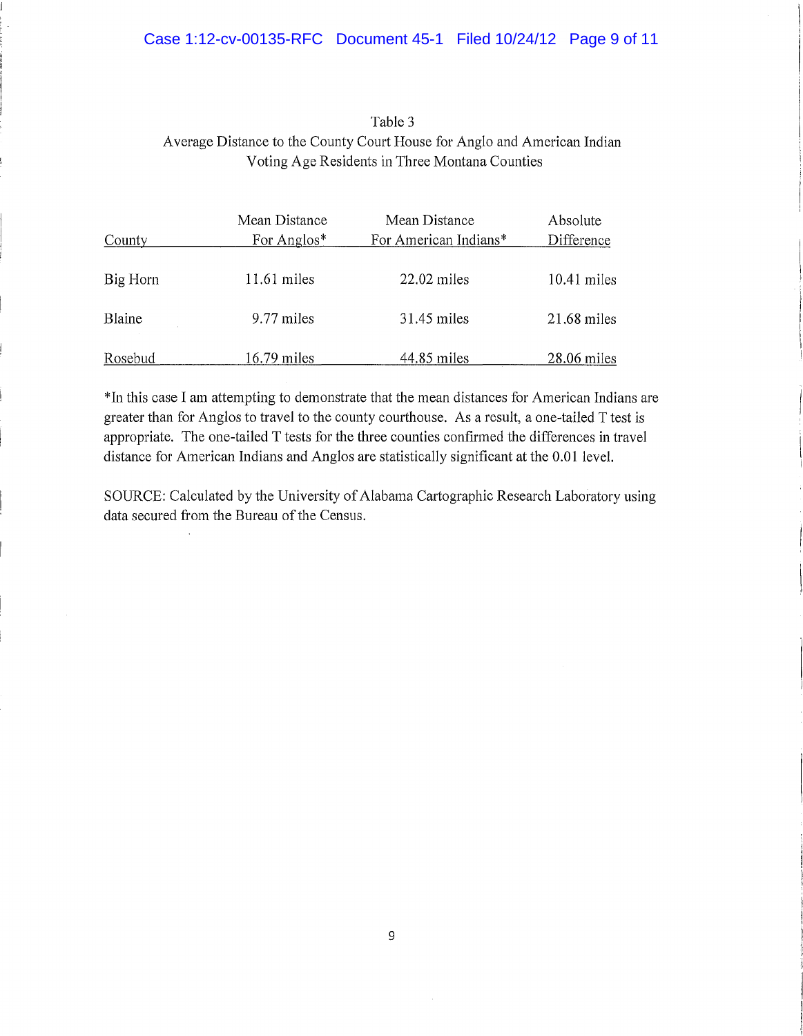Table 3

Average Distance to the County Court House for Anglo and American Indian Voting Age Residents in Three Montana Counties

| County | Mean Distance For Anglos* | Mean Distance For American Indians* | Absolute Difference |
|---|---|---|---|
| Big Horn | 11.61 miles | 22.02 miles | 10.41 miles |
| Blaine | 9.77 miles | 31.45 miles | 21.68 miles |
| Rosebud | 16.79 miles | 44.85 miles | 28.06 miles |

*In this case I am attempting to demonstrate that the mean distances for American Indians are greater than for Anglos to travel to the county courthouse. As a result, a one-tailed T test is appropriate. The one-tailed T tests for the three counties confirmed the differences in travel distance for American Indians and Anglos are statistically significant at the 0.01 level.

SOURCE: Calculated by the University of Alabama Cartographic Research Laboratory using data secured from the Bureau of the Census.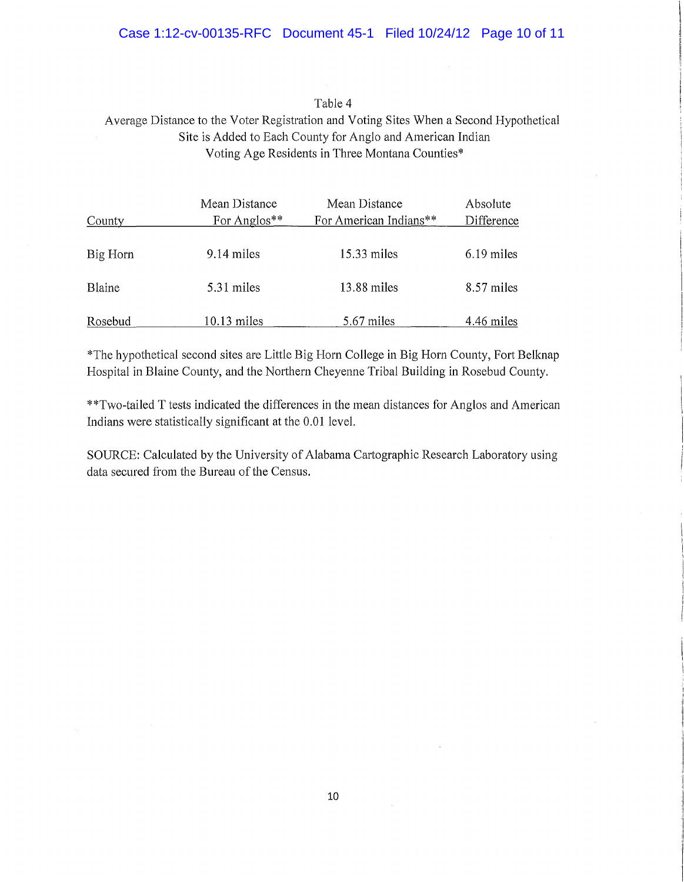Table 4

Average Distance to the Voter Registration and Voting Sites When a Second Hypothetical Site is Added to Each County for Anglo and American Indian Voting Age Residents in Three Montana Counties*

| County | Mean Distance For Anglos** | Mean Distance For American Indians** | Absolute Difference |
|---|---|---|---|
| Big Horn | 9.14 miles | 15.33 miles | 6.19 miles |
| Blaine | 5.31 miles | 13.88 miles | 8.57 miles |
| Rosebud | 10.13 miles | 5.67 miles | 4.46 miles |

*The hypothetical second sites are Little Big Horn College in Big Horn County, Fort Belknap Hospital in Blaine County, and the Northern Cheyenne Tribal Building in Rosebud County.

**Two-tailed T tests indicated the differences in the mean distances for Anglos and American Indians were statistically significant at the 0.01 level.

SOURCE: Calculated by the University of Alabama Cartographic Research Laboratory using data secured from the Bureau of the Census.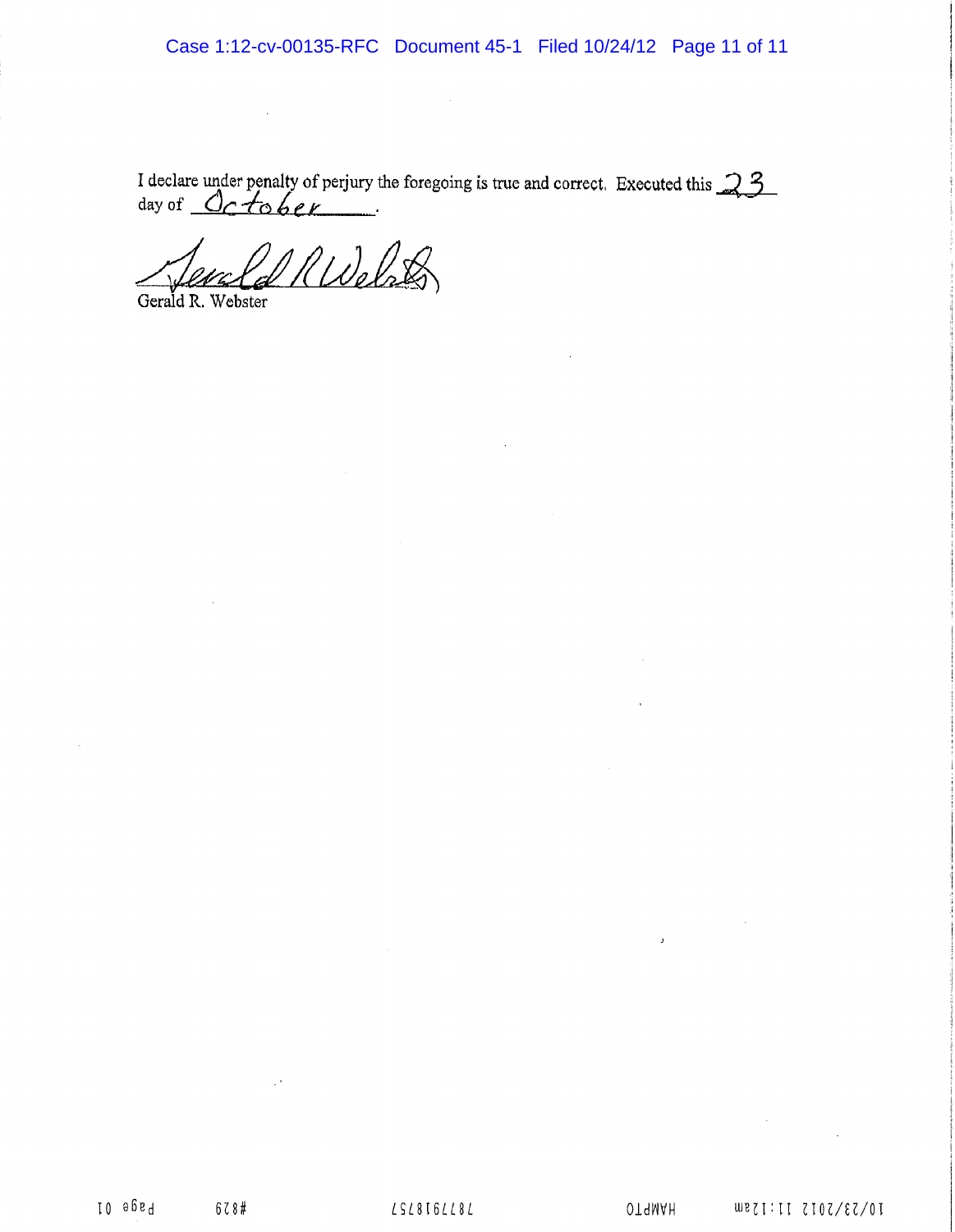I declare under penalty of perjury the foregoing is true and correct. Executed this 23 day of October.

Gerald R. Webster